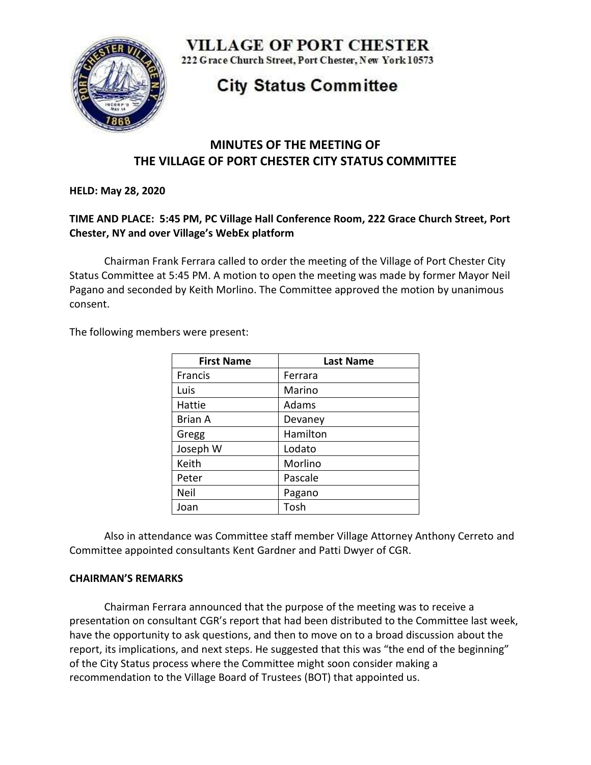# VILLAGE OF PORT CHESTER

222 Grace Church Street, Port Chester, New York 10573

## City Status Committee

## MINUTES OF THE MEETING OF THE VILLAGE OF PORT CHESTER CITY STATUS COMMITTEE

**HELD: May 28, 2020**

**TIME AND PLACE: 5:45 PM, PC Village Hall Conference Room, 222 Grace Church Street, Port Chester, NY and over Village's WebEx platform**

Chairman Frank Ferrara called to order the meeting of the Village of Port Chester City Status Committee at 5:45 PM. A motion to open the meeting was made by former Mayor Neil Pagano and seconded by Keith Morlino. The Committee approved the motion by unanimous consent.

The following members were present:

| First Name | Last Name |
|---|---|
| Francis | Ferrara |
| Luis | Marino |
| Hattie | Adams |
| Brian A | Devaney |
| Gregg | Hamilton |
| Joseph W | Lodato |
| Keith | Morlino |
| Peter | Pascale |
| Neil | Pagano |
| Joan | Tosh |

Also in attendance was Committee staff member Village Attorney Anthony Cerreto and Committee appointed consultants Kent Gardner and Patti Dwyer of CGR.

**CHAIRMAN'S REMARKS**

Chairman Ferrara announced that the purpose of the meeting was to receive a presentation on consultant CGR's report that had been distributed to the Committee last week, have the opportunity to ask questions, and then to move on to a broad discussion about the report, its implications, and next steps. He suggested that this was "the end of the beginning" of the City Status process where the Committee might soon consider making a recommendation to the Village Board of Trustees (BOT) that appointed us.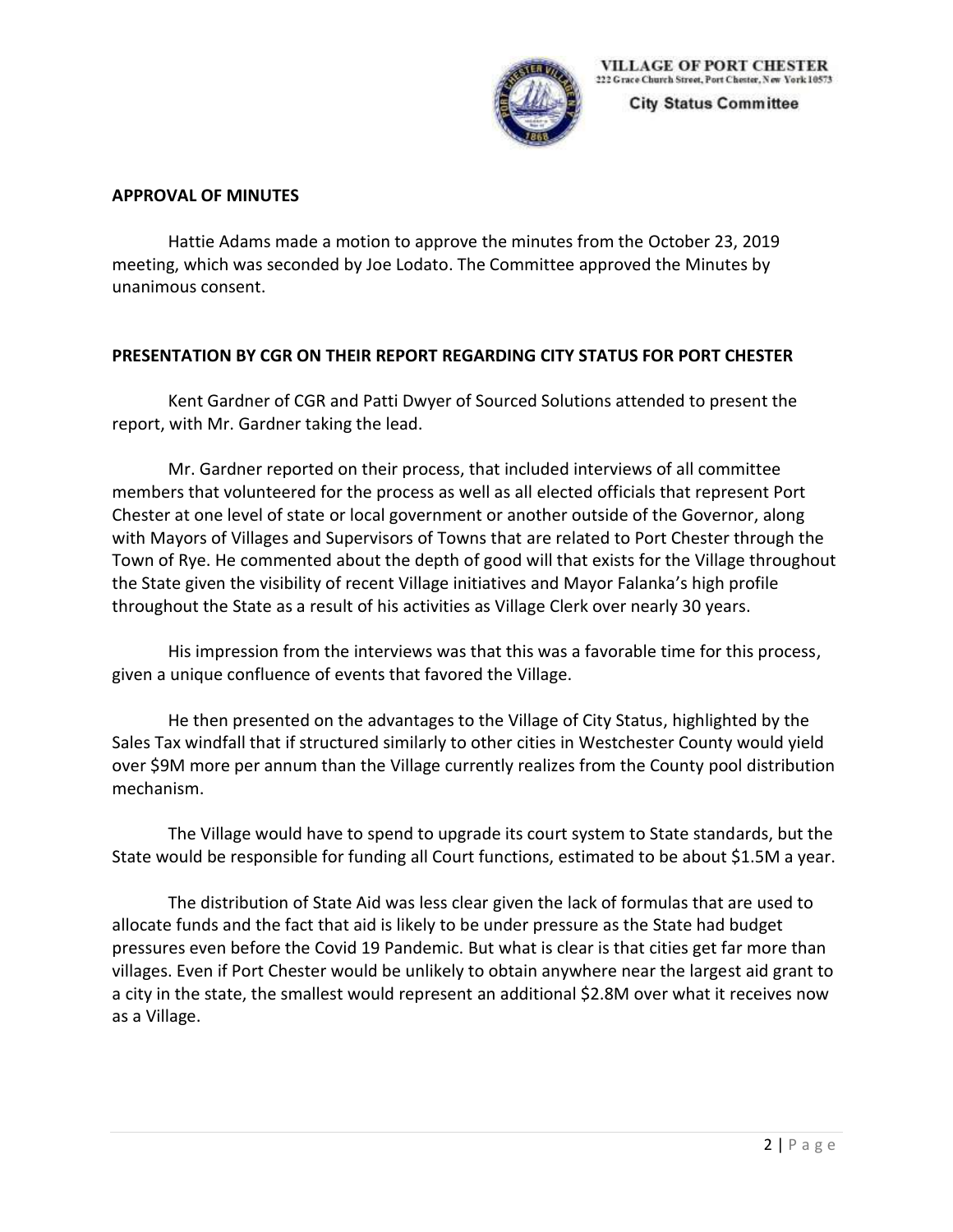## APPROVAL OF MINUTES

Hattie Adams made a motion to approve the minutes from the October 23, 2019 meeting, which was seconded by Joe Lodato. The Committee approved the Minutes by unanimous consent.

## PRESENTATION BY CGR ON THEIR REPORT REGARDING CITY STATUS FOR PORT CHESTER

Kent Gardner of CGR and Patti Dwyer of Sourced Solutions attended to present the report, with Mr. Gardner taking the lead.

Mr. Gardner reported on their process, that included interviews of all committee members that volunteered for the process as well as all elected officials that represent Port Chester at one level of state or local government or another outside of the Governor, along with Mayors of Villages and Supervisors of Towns that are related to Port Chester through the Town of Rye. He commented about the depth of good will that exists for the Village throughout the State given the visibility of recent Village initiatives and Mayor Falanka's high profile throughout the State as a result of his activities as Village Clerk over nearly 30 years.

His impression from the interviews was that this was a favorable time for this process, given a unique confluence of events that favored the Village.

He then presented on the advantages to the Village of City Status, highlighted by the Sales Tax windfall that if structured similarly to other cities in Westchester County would yield over $9M more per annum than the Village currently realizes from the County pool distribution mechanism.

The Village would have to spend to upgrade its court system to State standards, but the State would be responsible for funding all Court functions, estimated to be about $1.5M a year.

The distribution of State Aid was less clear given the lack of formulas that are used to allocate funds and the fact that aid is likely to be under pressure as the State had budget pressures even before the Covid 19 Pandemic. But what is clear is that cities get far more than villages. Even if Port Chester would be unlikely to obtain anywhere near the largest aid grant to a city in the state, the smallest would represent an additional $2.8M over what it receives now as a Village.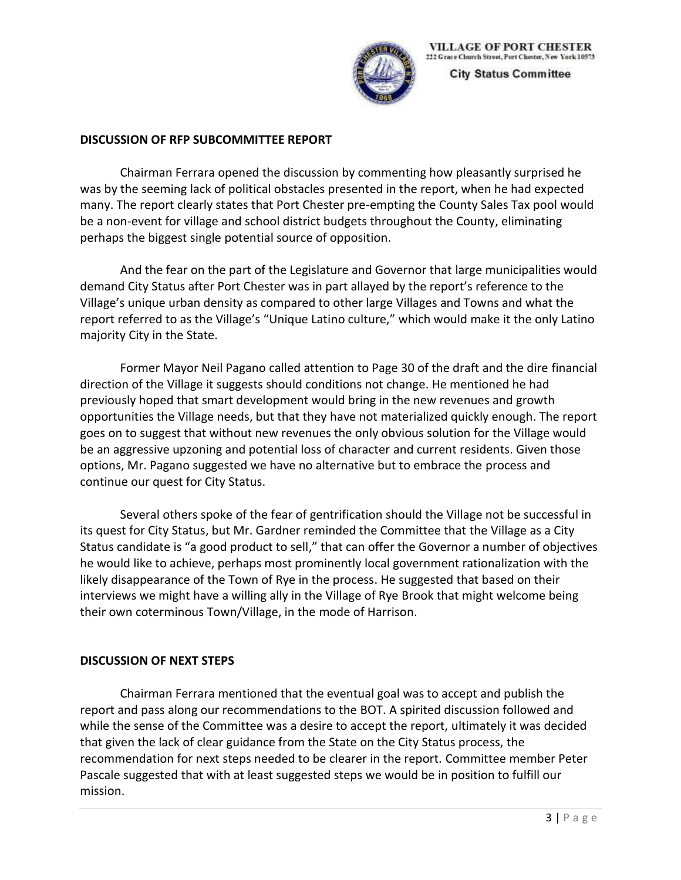## DISCUSSION OF RFP SUBCOMMITTEE REPORT

Chairman Ferrara opened the discussion by commenting how pleasantly surprised he was by the seeming lack of political obstacles presented in the report, when he had expected many. The report clearly states that Port Chester pre-empting the County Sales Tax pool would be a non-event for village and school district budgets throughout the County, eliminating perhaps the biggest single potential source of opposition.

And the fear on the part of the Legislature and Governor that large municipalities would demand City Status after Port Chester was in part allayed by the report's reference to the Village's unique urban density as compared to other large Villages and Towns and what the report referred to as the Village's "Unique Latino culture," which would make it the only Latino majority City in the State.

Former Mayor Neil Pagano called attention to Page 30 of the draft and the dire financial direction of the Village it suggests should conditions not change. He mentioned he had previously hoped that smart development would bring in the new revenues and growth opportunities the Village needs, but that they have not materialized quickly enough. The report goes on to suggest that without new revenues the only obvious solution for the Village would be an aggressive upzoning and potential loss of character and current residents. Given those options, Mr. Pagano suggested we have no alternative but to embrace the process and continue our quest for City Status.

Several others spoke of the fear of gentrification should the Village not be successful in its quest for City Status, but Mr. Gardner reminded the Committee that the Village as a City Status candidate is "a good product to sell," that can offer the Governor a number of objectives he would like to achieve, perhaps most prominently local government rationalization with the likely disappearance of the Town of Rye in the process. He suggested that based on their interviews we might have a willing ally in the Village of Rye Brook that might welcome being their own coterminous Town/Village, in the mode of Harrison.

## DISCUSSION OF NEXT STEPS

Chairman Ferrara mentioned that the eventual goal was to accept and publish the report and pass along our recommendations to the BOT. A spirited discussion followed and while the sense of the Committee was a desire to accept the report, ultimately it was decided that given the lack of clear guidance from the State on the City Status process, the recommendation for next steps needed to be clearer in the report. Committee member Peter Pascale suggested that with at least suggested steps we would be in position to fulfill our mission.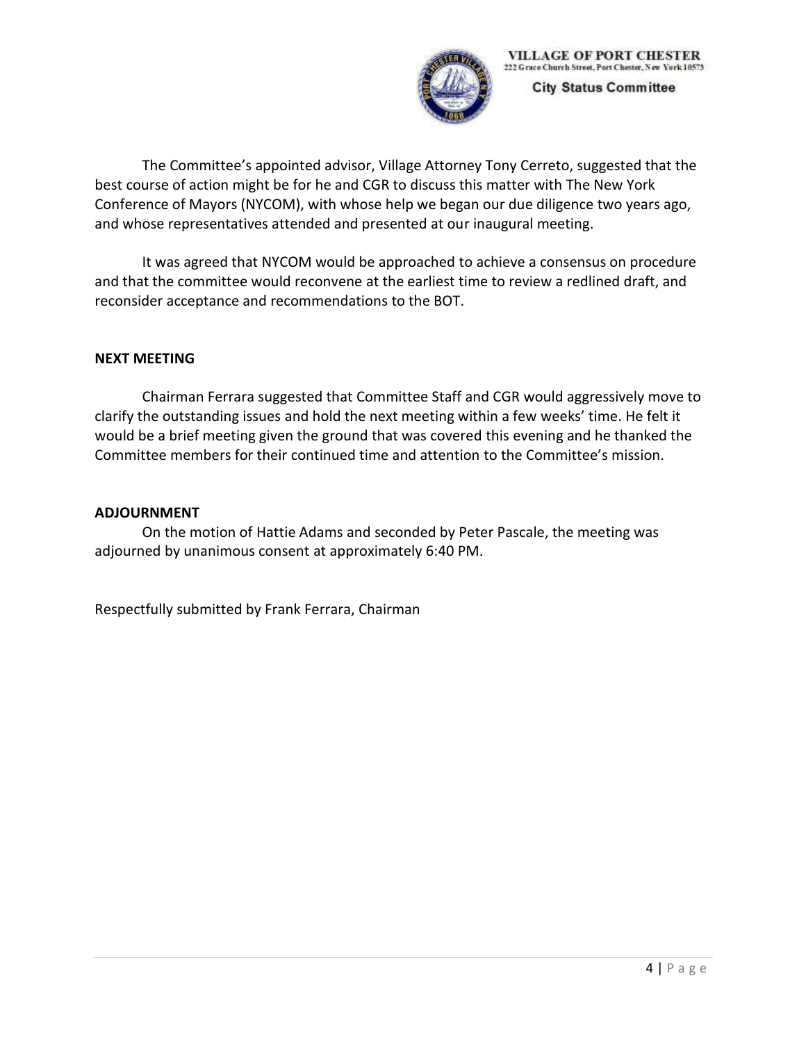The Committee's appointed advisor, Village Attorney Tony Cerreto, suggested that the best course of action might be for he and CGR to discuss this matter with The New York Conference of Mayors (NYCOM), with whose help we began our due diligence two years ago, and whose representatives attended and presented at our inaugural meeting.

It was agreed that NYCOM would be approached to achieve a consensus on procedure and that the committee would reconvene at the earliest time to review a redlined draft, and reconsider acceptance and recommendations to the BOT.

**NEXT MEETING**

Chairman Ferrara suggested that Committee Staff and CGR would aggressively move to clarify the outstanding issues and hold the next meeting within a few weeks' time. He felt it would be a brief meeting given the ground that was covered this evening and he thanked the Committee members for their continued time and attention to the Committee's mission.

**ADJOURNMENT**

On the motion of Hattie Adams and seconded by Peter Pascale, the meeting was adjourned by unanimous consent at approximately 6:40 PM.

Respectfully submitted by Frank Ferrara, Chairman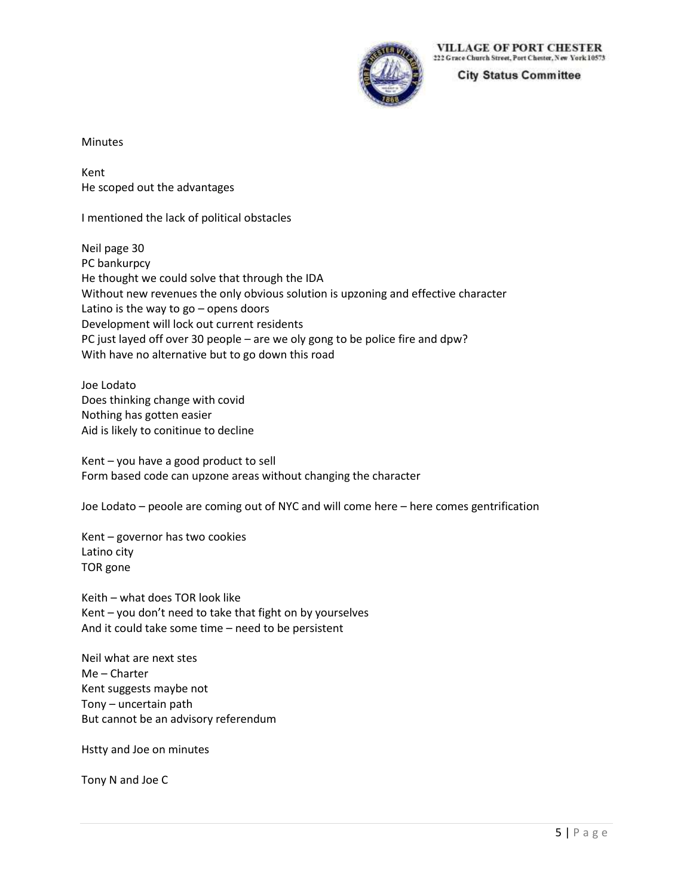Minutes

Kent
He scoped out the advantages

I mentioned the lack of political obstacles

Neil page 30
PC bankurpcy
He thought we could solve that through the IDA
Without new revenues the only obvious solution is upzoning and effective character
Latino is the way to go – opens doors
Development will lock out current residents
PC just layed off over 30 people – are we oly gong to be police fire and dpw?
With have no alternative but to go down this road

Joe Lodato
Does thinking change with covid
Nothing has gotten easier
Aid is likely to conitinue to decline

Kent – you have a good product to sell
Form based code can upzone areas without changing the character

Joe Lodato – peoole are coming out of NYC and will come here – here comes gentrification

Kent – governor has two cookies
Latino city
TOR gone

Keith – what does TOR look like
Kent – you don't need to take that fight on by yourselves
And it could take some time – need to be persistent

Neil what are next stes
Me – Charter
Kent suggests maybe not
Tony – uncertain path
But cannot be an advisory referendum

Hstty and Joe on minutes

Tony N and Joe C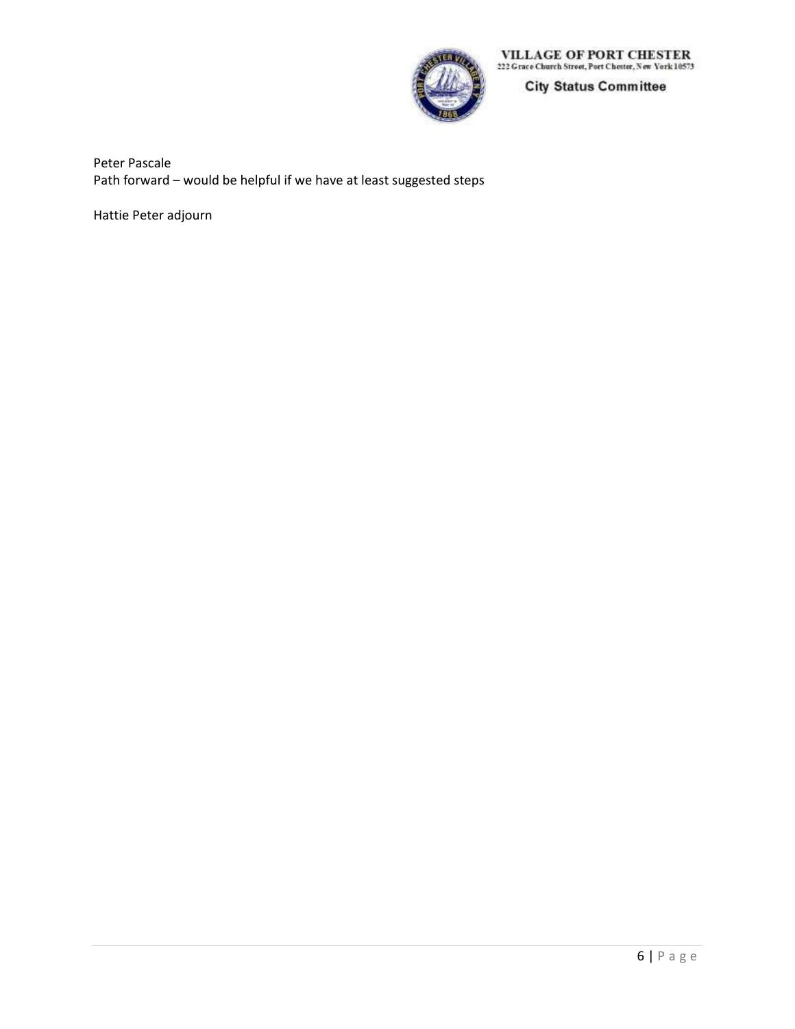Peter Pascale
Path forward – would be helpful if we have at least suggested steps

Hattie Peter adjourn